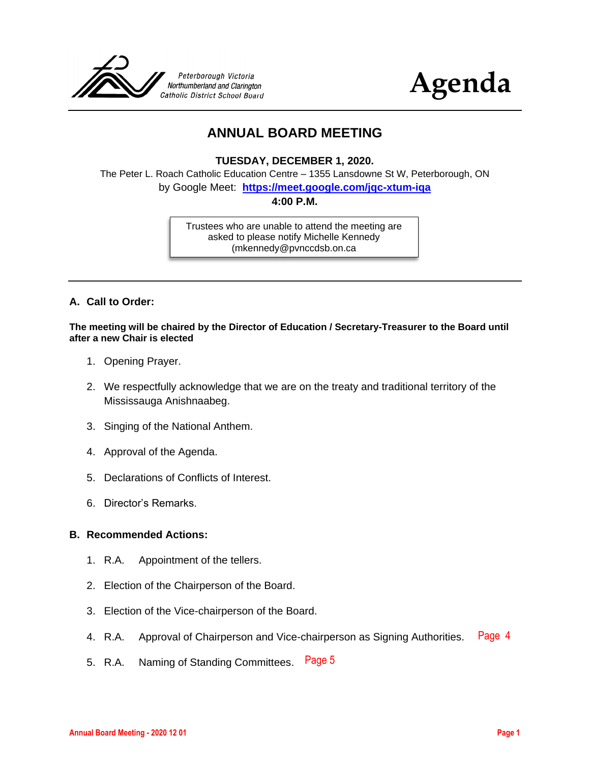Peterborough Victoria Northumberland and Clarington Catholic District School Board

# Agenda

## ANNUAL BOARD MEETING

**TUESDAY, DECEMBER 1, 2020.**

The Peter L. Roach Catholic Education Centre – 1355 Lansdowne St W, Peterborough, ON

by Google Meet: **https://meet.google.com/jqc-xtum-iqa**

**4:00 P.M.**

Trustees who are unable to attend the meeting are asked to please notify Michelle Kennedy (mkennedy@pvnccdsb.on.ca

### A. Call to Order:

**The meeting will be chaired by the Director of Education / Secretary-Treasurer to the Board until after a new Chair is elected**

1. Opening Prayer.
2. We respectfully acknowledge that we are on the treaty and traditional territory of the Mississauga Anishnaabeg.
3. Singing of the National Anthem.
4. Approval of the Agenda.
5. Declarations of Conflicts of Interest.
6. Director's Remarks.

### B. Recommended Actions:

1. R.A. Appointment of the tellers.
2. Election of the Chairperson of the Board.
3. Election of the Vice-chairperson of the Board.
4. R.A. Approval of Chairperson and Vice-chairperson as Signing Authorities. Page 4
5. R.A. Naming of Standing Committees. Page 5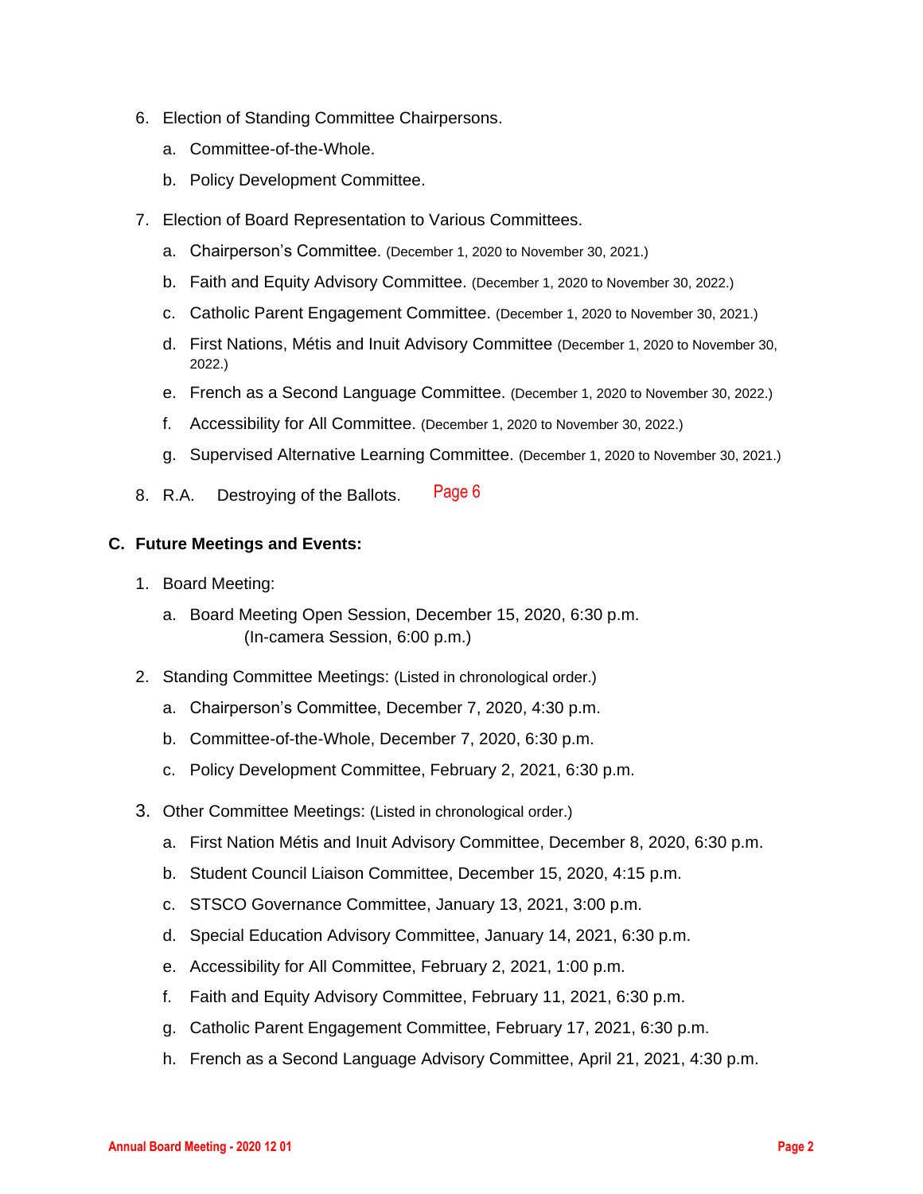6. Election of Standing Committee Chairpersons.
   a. Committee-of-the-Whole.
   b. Policy Development Committee.
7. Election of Board Representation to Various Committees.
   a. Chairperson's Committee. (December 1, 2020 to November 30, 2021.)
   b. Faith and Equity Advisory Committee. (December 1, 2020 to November 30, 2022.)
   c. Catholic Parent Engagement Committee. (December 1, 2020 to November 30, 2021.)
   d. First Nations, Métis and Inuit Advisory Committee (December 1, 2020 to November 30, 2022.)
   e. French as a Second Language Committee. (December 1, 2020 to November 30, 2022.)
   f. Accessibility for All Committee. (December 1, 2020 to November 30, 2022.)
   g. Supervised Alternative Learning Committee. (December 1, 2020 to November 30, 2021.)
8. R.A. Destroying of the Ballots. Page 6

**C. Future Meetings and Events:**

1. Board Meeting:
   a. Board Meeting Open Session, December 15, 2020, 6:30 p.m.
      (In-camera Session, 6:00 p.m.)
2. Standing Committee Meetings: (Listed in chronological order.)
   a. Chairperson's Committee, December 7, 2020, 4:30 p.m.
   b. Committee-of-the-Whole, December 7, 2020, 6:30 p.m.
   c. Policy Development Committee, February 2, 2021, 6:30 p.m.
3. Other Committee Meetings: (Listed in chronological order.)
   a. First Nation Métis and Inuit Advisory Committee, December 8, 2020, 6:30 p.m.
   b. Student Council Liaison Committee, December 15, 2020, 4:15 p.m.
   c. STSCO Governance Committee, January 13, 2021, 3:00 p.m.
   d. Special Education Advisory Committee, January 14, 2021, 6:30 p.m.
   e. Accessibility for All Committee, February 2, 2021, 1:00 p.m.
   f. Faith and Equity Advisory Committee, February 11, 2021, 6:30 p.m.
   g. Catholic Parent Engagement Committee, February 17, 2021, 6:30 p.m.
   h. French as a Second Language Advisory Committee, April 21, 2021, 4:30 p.m.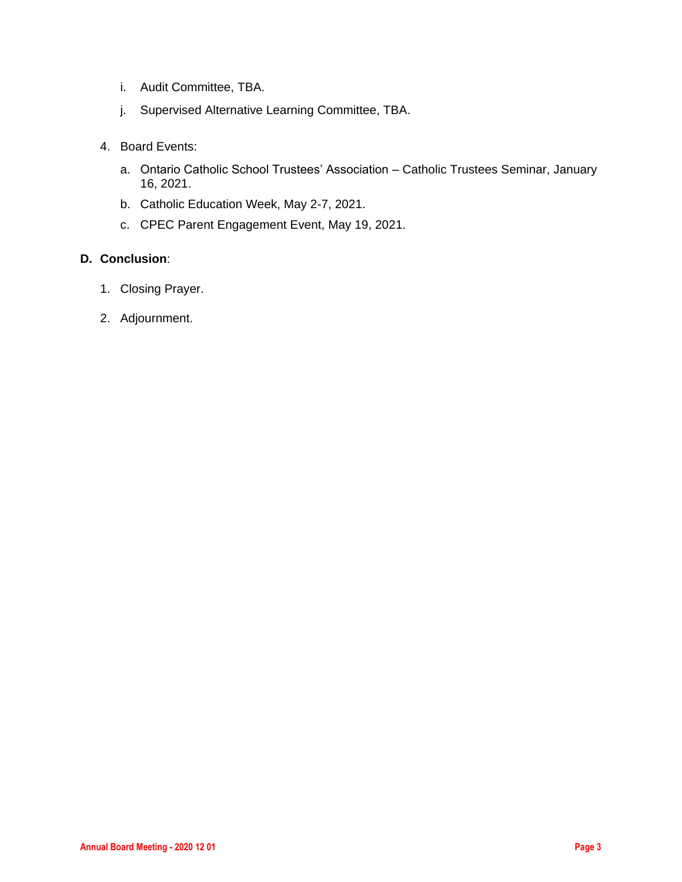i. Audit Committee, TBA.

   j. Supervised Alternative Learning Committee, TBA.

4. Board Events:

   a. Ontario Catholic School Trustees' Association – Catholic Trustees Seminar, January 16, 2021.

   b. Catholic Education Week, May 2-7, 2021.

   c. CPEC Parent Engagement Event, May 19, 2021.

**D. Conclusion**:

1. Closing Prayer.

2. Adjournment.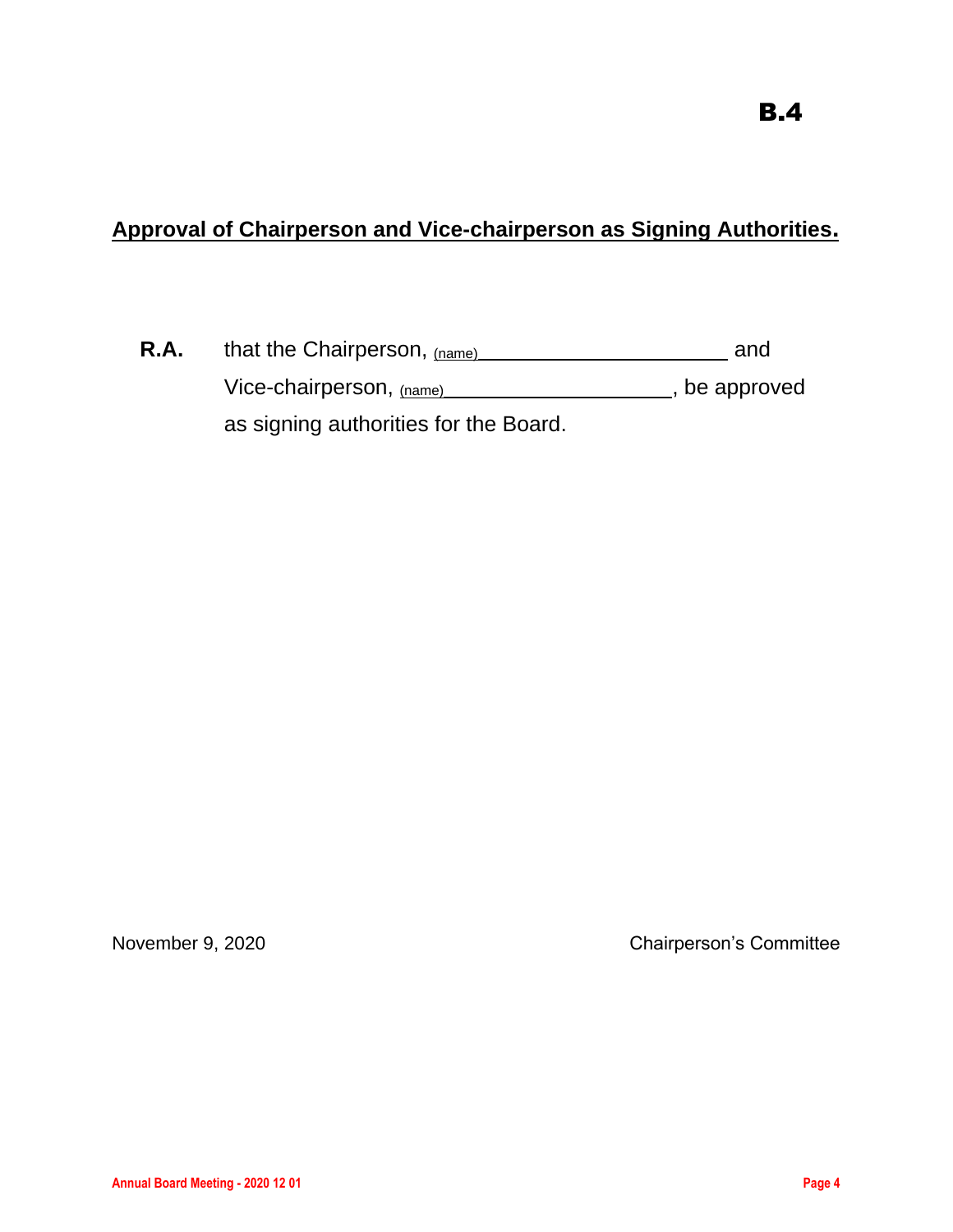**B.4**

## Approval of Chairperson and Vice-chairperson as Signing Authorities.

**R.A.** that the Chairperson, (name)________________________ and Vice-chairperson, (name)______________________, be approved as signing authorities for the Board.

November 9, 2020 Chairperson's Committee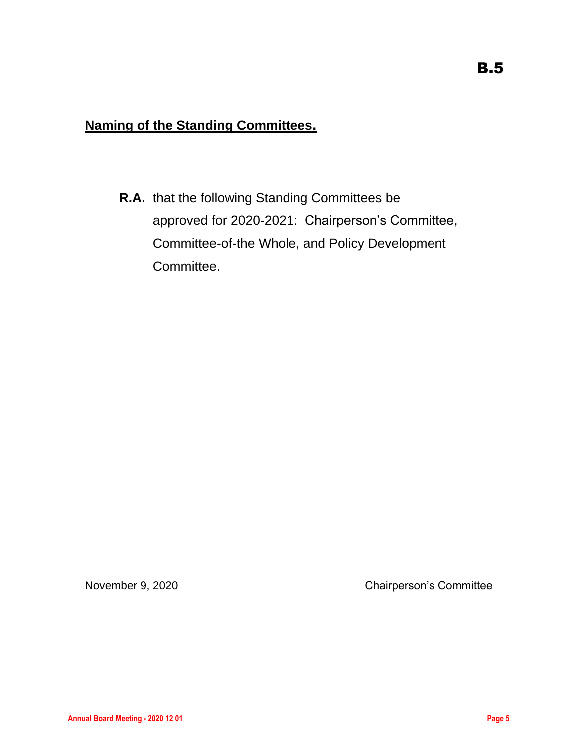B.5

## Naming of the Standing Committees.

**R.A.** that the following Standing Committees be approved for 2020-2021: Chairperson's Committee, Committee-of-the Whole, and Policy Development Committee.

November 9, 2020 Chairperson's Committee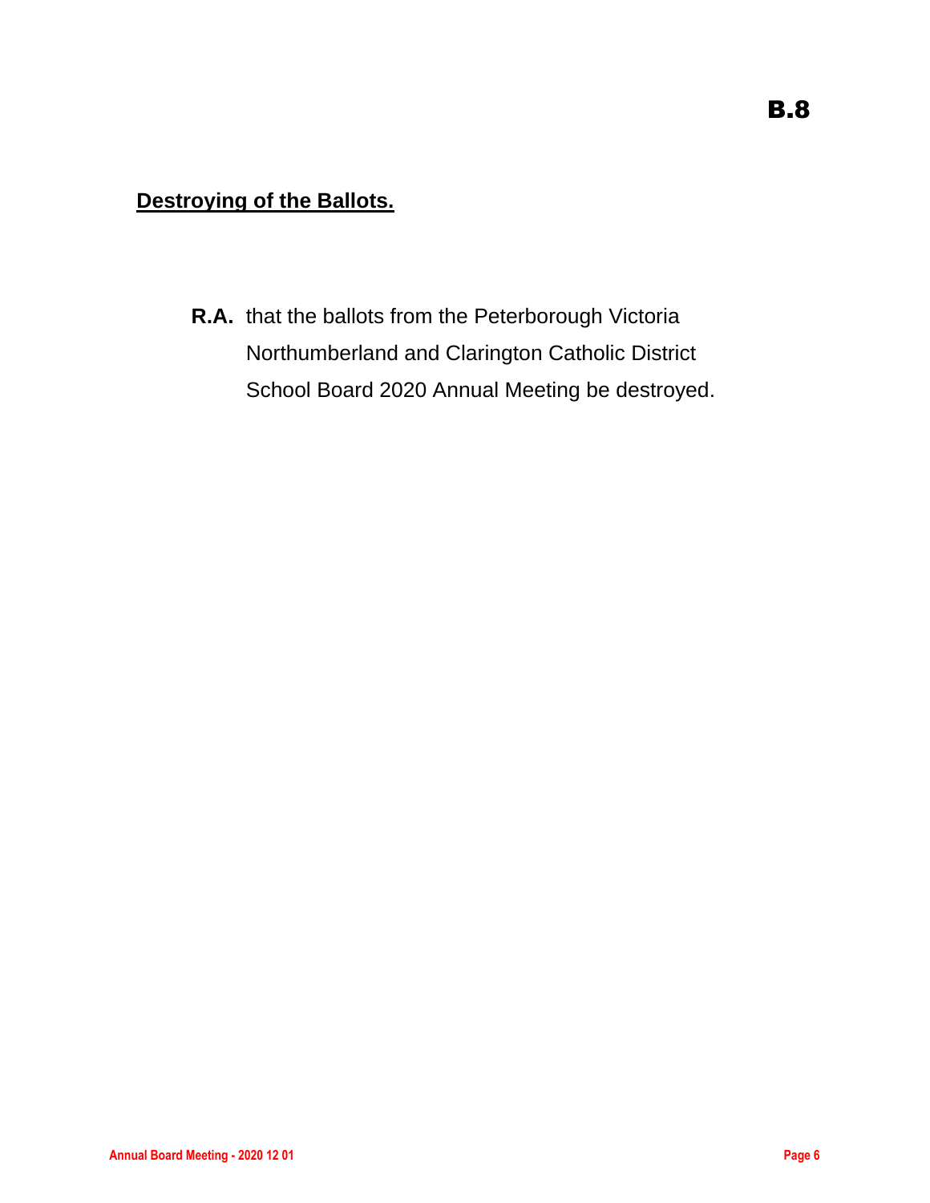**B.8**

## Destroying of the Ballots.

**R.A.** that the ballots from the Peterborough Victoria Northumberland and Clarington Catholic District School Board 2020 Annual Meeting be destroyed.